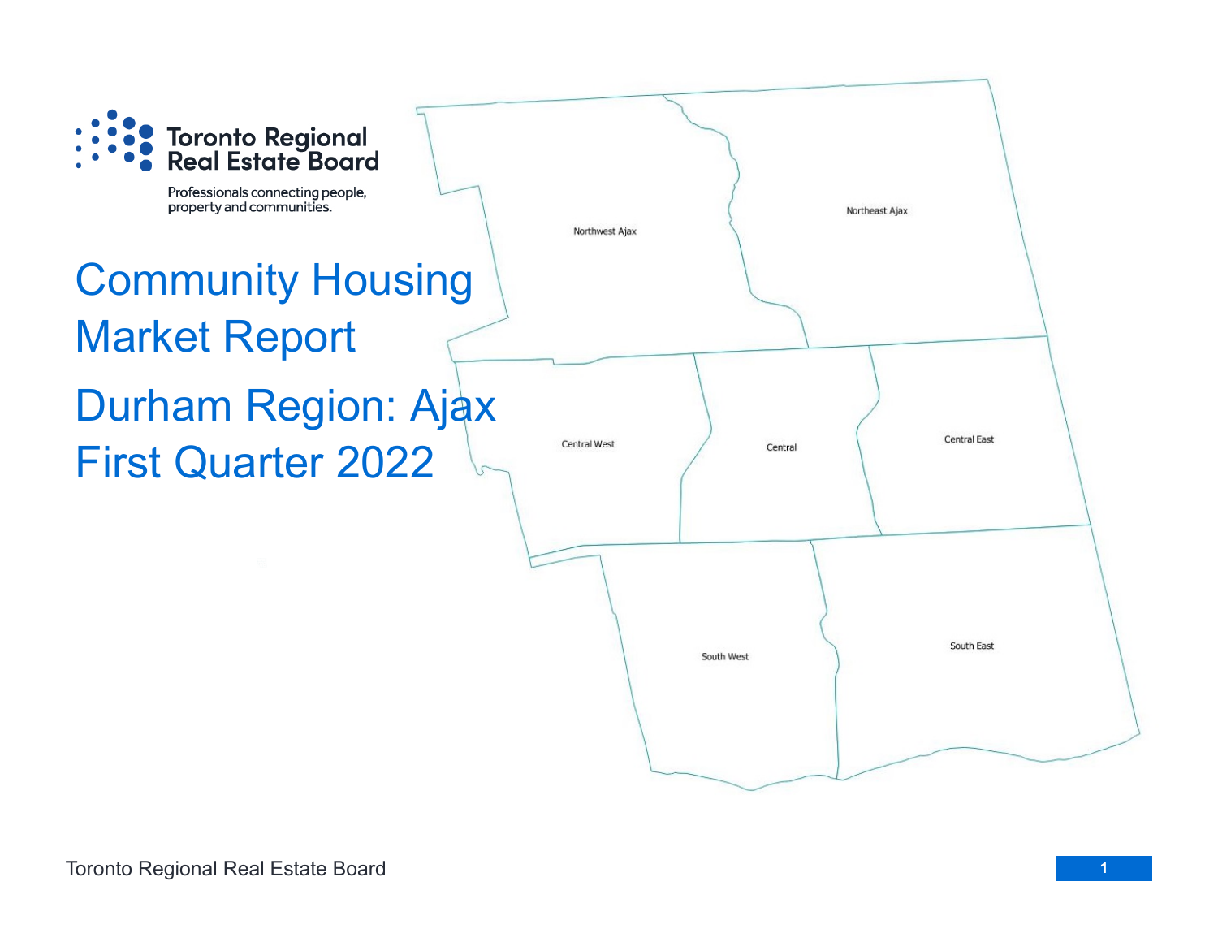Toronto Regional Real Estate Board

Professionals connecting people, property and communities.

# Community Housing Market Report

# Durham Region: Ajax First Quarter 2022

Northwest Ajax

Northeast Ajax

Central West

Central

Central East

South West

South East

Toronto Regional Real Estate Board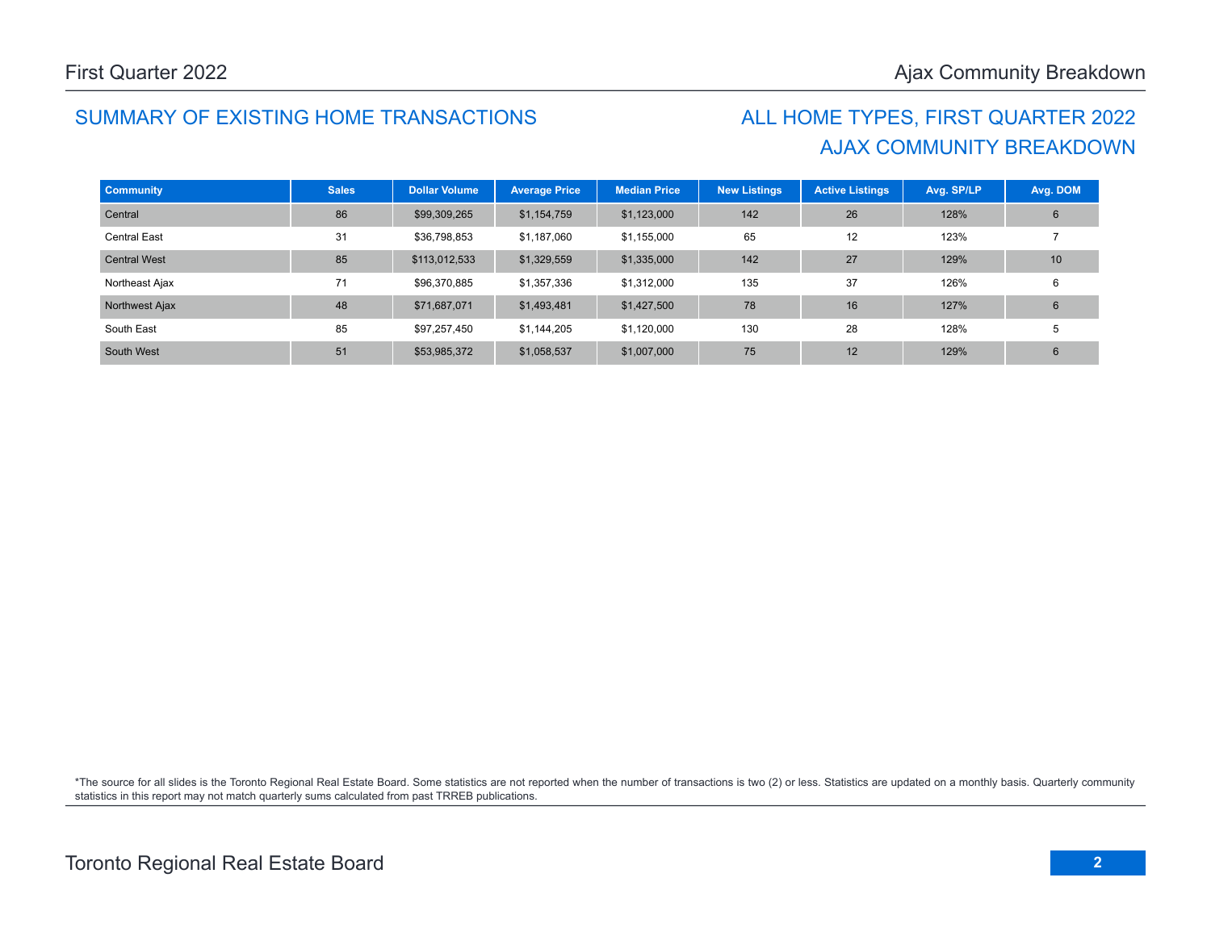## SUMMARY OF EXISTING HOME TRANSACTIONS

## ALL HOME TYPES, FIRST QUARTER 2022
## AJAX COMMUNITY BREAKDOWN

| Community | Sales | Dollar Volume | Average Price | Median Price | New Listings | Active Listings | Avg. SP/LP | Avg. DOM |
|---|---|---|---|---|---|---|---|---|
| Central | 86 | $99,309,265 | $1,154,759 | $1,123,000 | 142 | 26 | 128% | 6 |
| Central East | 31 | $36,798,853 | $1,187,060 | $1,155,000 | 65 | 12 | 123% | 7 |
| Central West | 85 | $113,012,533 | $1,329,559 | $1,335,000 | 142 | 27 | 129% | 10 |
| Northeast Ajax | 71 | $96,370,885 | $1,357,336 | $1,312,000 | 135 | 37 | 126% | 6 |
| Northwest Ajax | 48 | $71,687,071 | $1,493,481 | $1,427,500 | 78 | 16 | 127% | 6 |
| South East | 85 | $97,257,450 | $1,144,205 | $1,120,000 | 130 | 28 | 128% | 5 |
| South West | 51 | $53,985,372 | $1,058,537 | $1,007,000 | 75 | 12 | 129% | 6 |

*The source for all slides is the Toronto Regional Real Estate Board. Some statistics are not reported when the number of transactions is two (2) or less. Statistics are updated on a monthly basis. Quarterly community statistics in this report may not match quarterly sums calculated from past TRREB publications.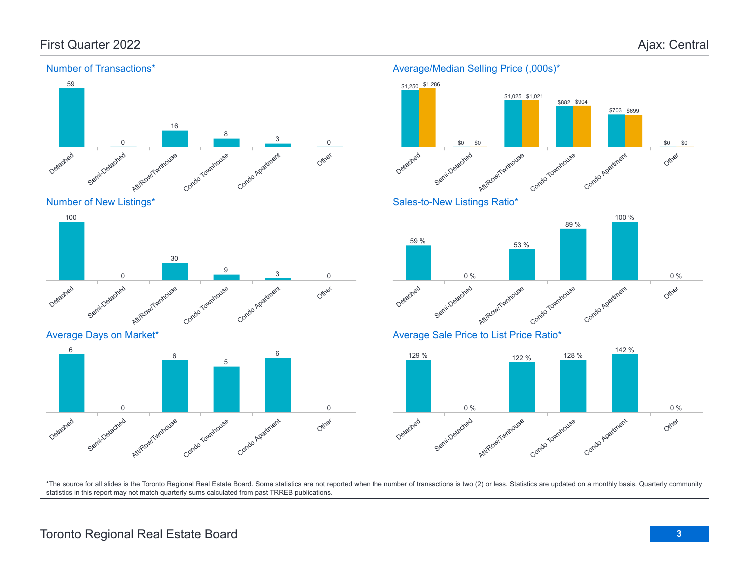# First Quarter 2022 — Ajax: Central

## Number of Transactions*

| Detached | Semi-Detached | Att/Row/Twnhouse | Condo Townhouse | Condo Apartment | Other |
|---|---|---|---|---|---|
| 59 | 0 | 16 | 8 | 3 | 0 |

## Average/Median Selling Price (,000s)*

| | Detached | Semi-Detached | Att/Row/Twnhouse | Condo Townhouse | Condo Apartment | Other |
|---|---|---|---|---|---|---|
| Average | $1,250 | $0 | $1,025 | $882 | $703 | $0 |
| Median | $1,286 | $0 | $1,021 | $904 | $699 | $0 |

## Number of New Listings*

| Detached | Semi-Detached | Att/Row/Twnhouse | Condo Townhouse | Condo Apartment | Other |
|---|---|---|---|---|---|
| 100 | 0 | 30 | 9 | 3 | 0 |

## Sales-to-New Listings Ratio*

| Detached | Semi-Detached | Att/Row/Twnhouse | Condo Townhouse | Condo Apartment | Other |
|---|---|---|---|---|---|
| 59 % | 0 % | 53 % | 89 % | 100 % | 0 % |

## Average Days on Market*

| Detached | Semi-Detached | Att/Row/Twnhouse | Condo Townhouse | Condo Apartment | Other |
|---|---|---|---|---|---|
| 6 | 0 | 6 | 5 | 6 | 0 |

## Average Sale Price to List Price Ratio*

| Detached | Semi-Detached | Att/Row/Twnhouse | Condo Townhouse | Condo Apartment | Other |
|---|---|---|---|---|---|
| 129 % | 0 % | 122 % | 128 % | 142 % | 0 % |

*The source for all slides is the Toronto Regional Real Estate Board. Some statistics are not reported when the number of transactions is two (2) or less. Statistics are updated on a monthly basis. Quarterly community statistics in this report may not match quarterly sums calculated from past TRREB publications.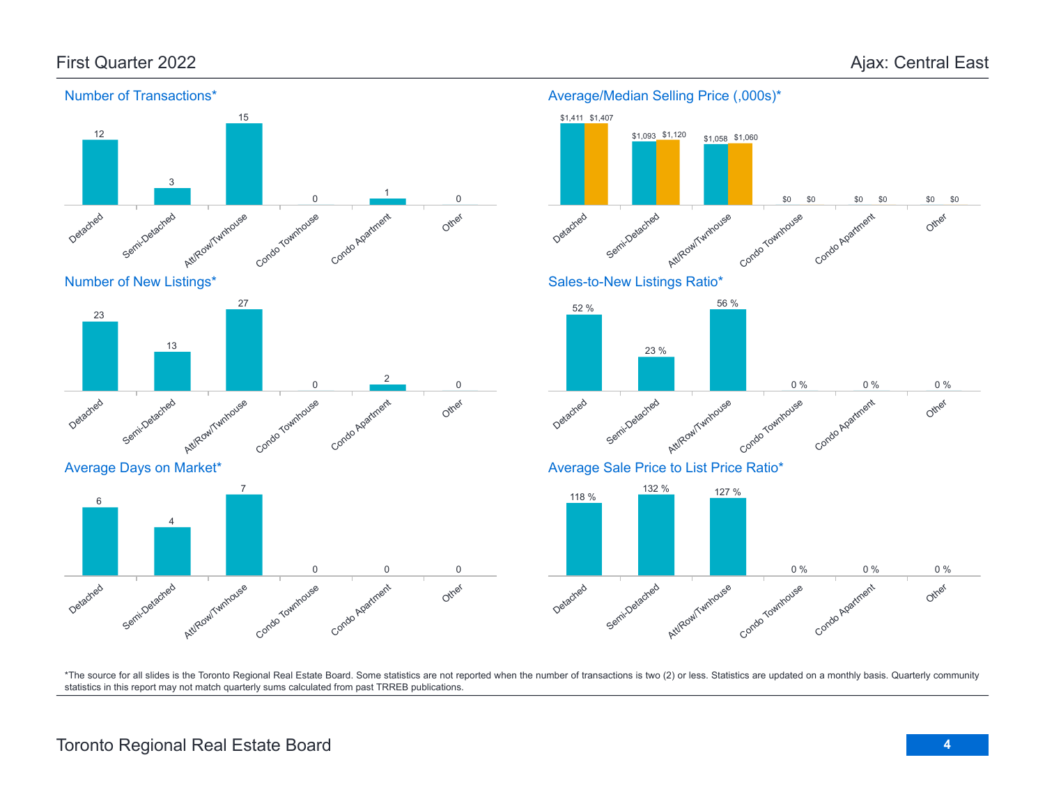First Quarter 2022

# Ajax: Central East

## Number of Transactions*

| Detached | Semi-Detached | Att/Row/Twnhouse | Condo Townhouse | Condo Apartment | Other |
|---|---|---|---|---|---|
| 12 | 3 | 15 | 0 | 1 | 0 |

## Average/Median Selling Price (,000s)*

| | Detached | Semi-Detached | Att/Row/Twnhouse | Condo Townhouse | Condo Apartment | Other |
|---|---|---|---|---|---|---|
| Average | $1,411 | $1,093 | $1,058 | $0 | $0 | $0 |
| Median | $1,407 | $1,120 | $1,060 | $0 | $0 | $0 |

## Number of New Listings*

| Detached | Semi-Detached | Att/Row/Twnhouse | Condo Townhouse | Condo Apartment | Other |
|---|---|---|---|---|---|
| 23 | 13 | 27 | 0 | 2 | 0 |

## Sales-to-New Listings Ratio*

| Detached | Semi-Detached | Att/Row/Twnhouse | Condo Townhouse | Condo Apartment | Other |
|---|---|---|---|---|---|
| 52 % | 23 % | 56 % | 0 % | 0 % | 0 % |

## Average Days on Market*

| Detached | Semi-Detached | Att/Row/Twnhouse | Condo Townhouse | Condo Apartment | Other |
|---|---|---|---|---|---|
| 6 | 4 | 7 | 0 | 0 | 0 |

## Average Sale Price to List Price Ratio*

| Detached | Semi-Detached | Att/Row/Twnhouse | Condo Townhouse | Condo Apartment | Other |
|---|---|---|---|---|---|
| 118 % | 132 % | 127 % | 0 % | 0 % | 0 % |

*The source for all slides is the Toronto Regional Real Estate Board. Some statistics are not reported when the number of transactions is two (2) or less. Statistics are updated on a monthly basis. Quarterly community statistics in this report may not match quarterly sums calculated from past TRREB publications.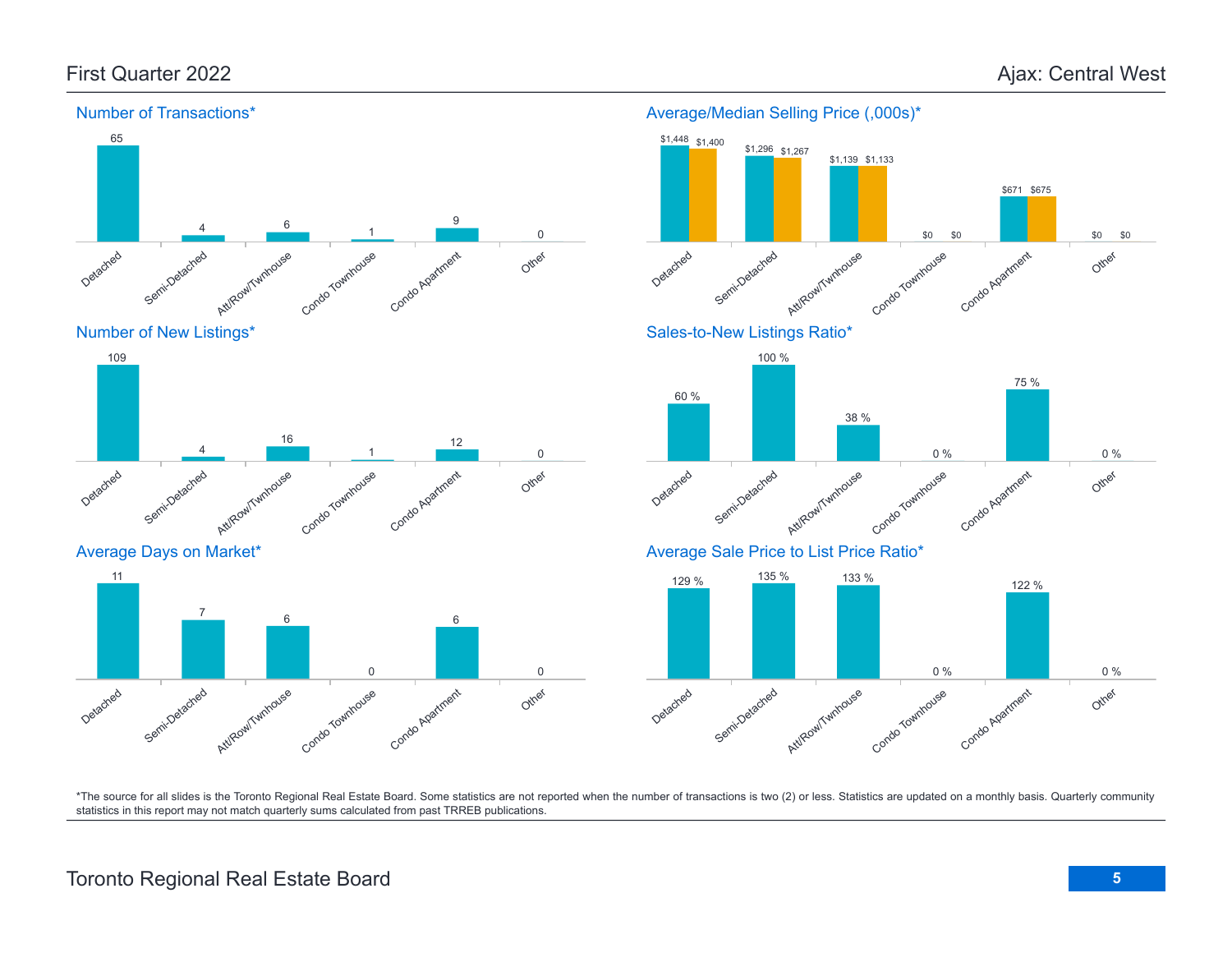# First Quarter 2022

# Ajax: Central West

## Number of Transactions*

| Detached | Semi-Detached | Att/Row/Twnhouse | Condo Townhouse | Condo Apartment | Other |
|---|---|---|---|---|---|
| 65 | 4 | 6 | 1 | 9 | 0 |

## Average/Median Selling Price (,000s)*

| | Detached | Semi-Detached | Att/Row/Twnhouse | Condo Townhouse | Condo Apartment | Other |
|---|---|---|---|---|---|---|
| Average | $1,448 | $1,296 | $1,139 | $0 | $671 | $0 |
| Median | $1,400 | $1,267 | $1,133 | $0 | $675 | $0 |

## Number of New Listings*

| Detached | Semi-Detached | Att/Row/Twnhouse | Condo Townhouse | Condo Apartment | Other |
|---|---|---|---|---|---|
| 109 | 4 | 16 | 1 | 12 | 0 |

## Sales-to-New Listings Ratio*

| Detached | Semi-Detached | Att/Row/Twnhouse | Condo Townhouse | Condo Apartment | Other |
|---|---|---|---|---|---|
| 60 % | 100 % | 38 % | 0 % | 75 % | 0 % |

## Average Days on Market*

| Detached | Semi-Detached | Att/Row/Twnhouse | Condo Townhouse | Condo Apartment | Other |
|---|---|---|---|---|---|
| 11 | 7 | 6 | 0 | 6 | 0 |

## Average Sale Price to List Price Ratio*

| Detached | Semi-Detached | Att/Row/Twnhouse | Condo Townhouse | Condo Apartment | Other |
|---|---|---|---|---|---|
| 129 % | 135 % | 133 % | 0 % | 122 % | 0 % |

*The source for all slides is the Toronto Regional Real Estate Board. Some statistics are not reported when the number of transactions is two (2) or less. Statistics are updated on a monthly basis. Quarterly community statistics in this report may not match quarterly sums calculated from past TRREB publications.

Toronto Regional Real Estate Board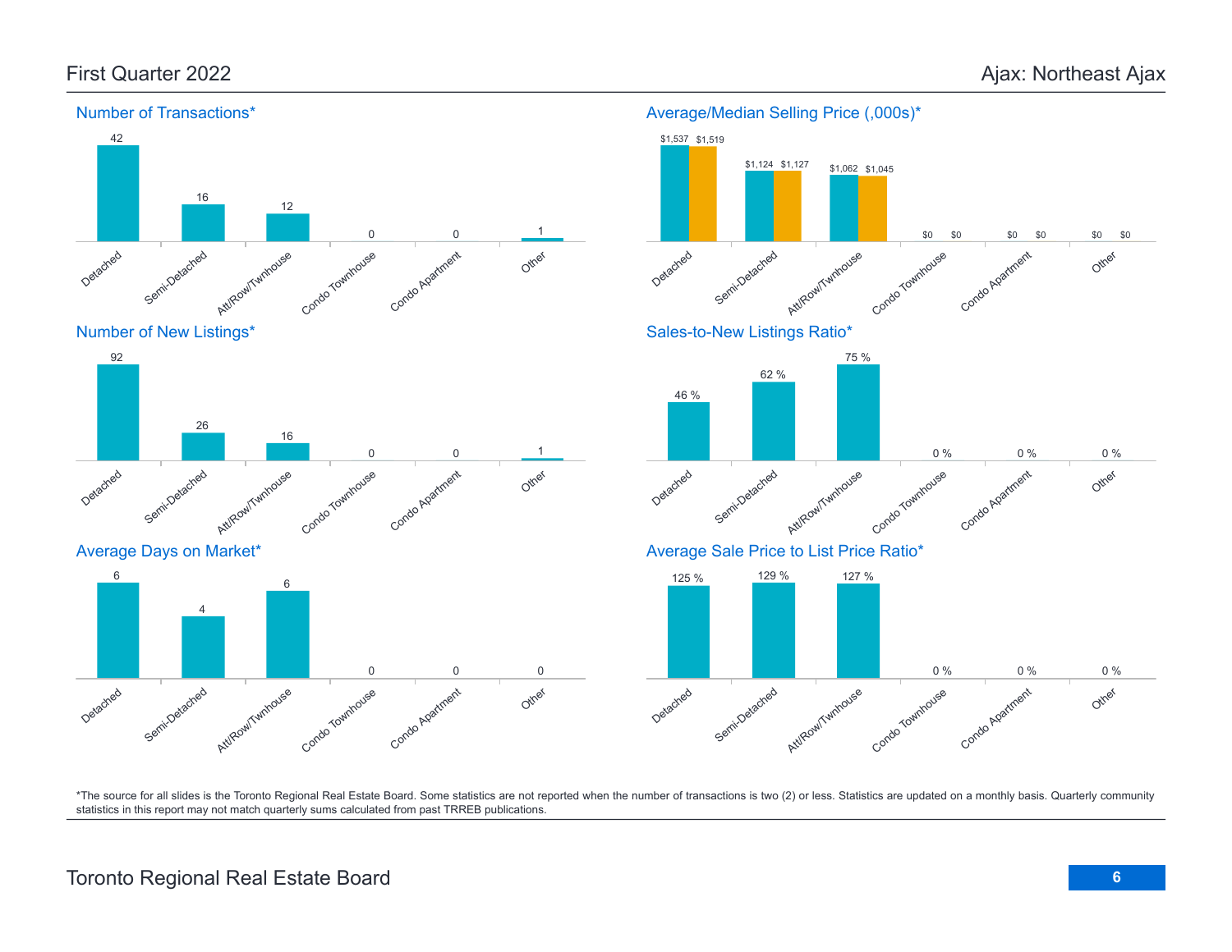First Quarter 2022

Ajax: Northeast Ajax

## Number of Transactions*

| Detached | Semi-Detached | Att/Row/Twnhouse | Condo Townhouse | Condo Apartment | Other |
|---|---|---|---|---|---|
| 42 | 16 | 12 | 0 | 0 | 1 |

## Average/Median Selling Price (,000s)*

| | Detached | Semi-Detached | Att/Row/Twnhouse | Condo Townhouse | Condo Apartment | Other |
|---|---|---|---|---|---|---|
| Average | $1,537 | $1,124 | $1,062 | $0 | $0 | $0 |
| Median | $1,519 | $1,127 | $1,045 | $0 | $0 | $0 |

## Number of New Listings*

| Detached | Semi-Detached | Att/Row/Twnhouse | Condo Townhouse | Condo Apartment | Other |
|---|---|---|---|---|---|
| 92 | 26 | 16 | 0 | 0 | 1 |

## Sales-to-New Listings Ratio*

| Detached | Semi-Detached | Att/Row/Twnhouse | Condo Townhouse | Condo Apartment | Other |
|---|---|---|---|---|---|
| 46 % | 62 % | 75 % | 0 % | 0 % | 0 % |

## Average Days on Market*

| Detached | Semi-Detached | Att/Row/Twnhouse | Condo Townhouse | Condo Apartment | Other |
|---|---|---|---|---|---|
| 6 | 4 | 6 | 0 | 0 | 0 |

## Average Sale Price to List Price Ratio*

| Detached | Semi-Detached | Att/Row/Twnhouse | Condo Townhouse | Condo Apartment | Other |
|---|---|---|---|---|---|
| 125 % | 129 % | 127 % | 0 % | 0 % | 0 % |

*The source for all slides is the Toronto Regional Real Estate Board. Some statistics are not reported when the number of transactions is two (2) or less. Statistics are updated on a monthly basis. Quarterly community statistics in this report may not match quarterly sums calculated from past TRREB publications.

Toronto Regional Real Estate Board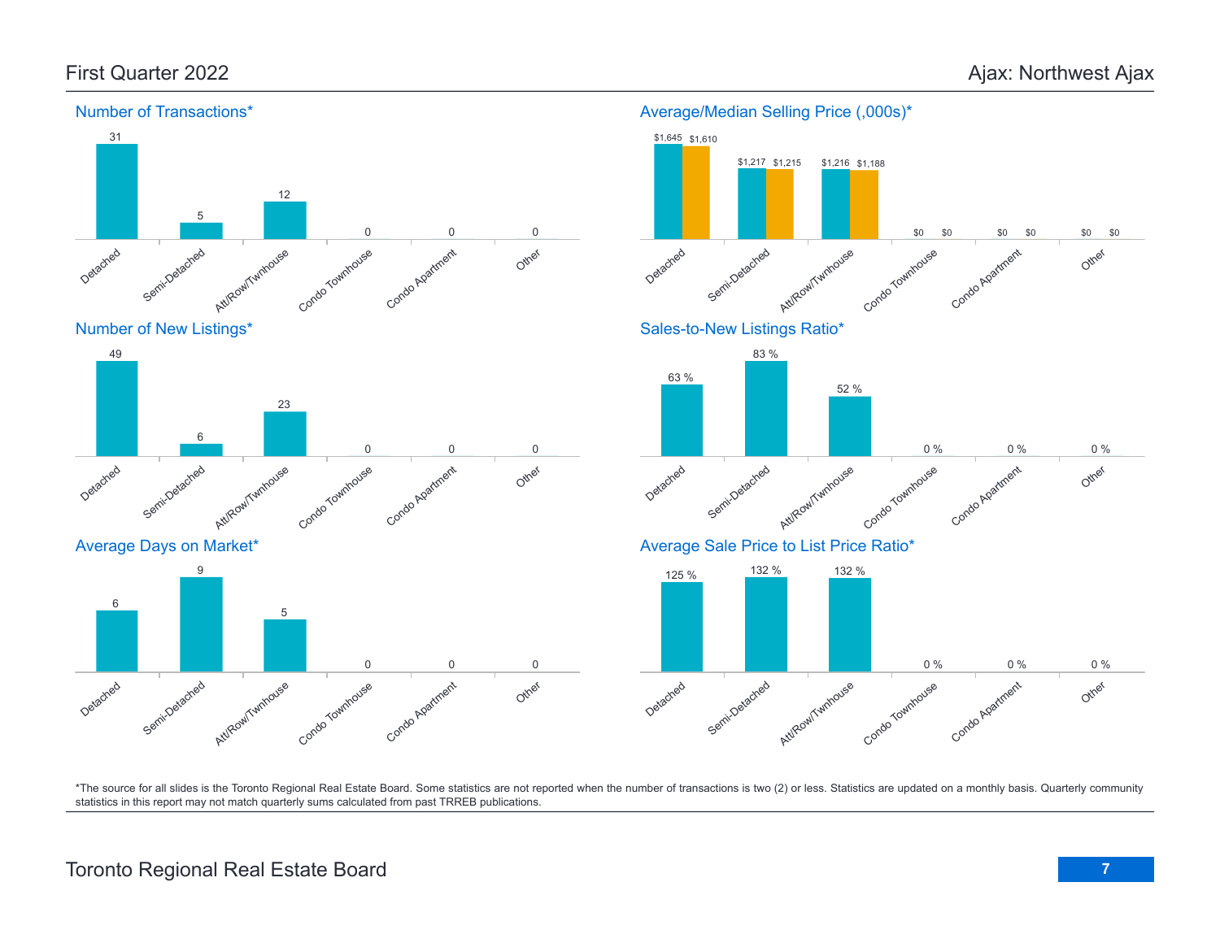First Quarter 2022

Ajax: Northwest Ajax

## Number of Transactions*

| Detached | Semi-Detached | Att/Row/Twnhouse | Condo Townhouse | Condo Apartment | Other |
|---|---|---|---|---|---|
| 31 | 5 | 12 | 0 | 0 | 0 |

## Average/Median Selling Price (,000s)*

| | Detached | Semi-Detached | Att/Row/Twnhouse | Condo Townhouse | Condo Apartment | Other |
|---|---|---|---|---|---|---|
| Average | $1,645 | $1,217 | $1,216 | $0 | $0 | $0 |
| Median | $1,610 | $1,215 | $1,188 | $0 | $0 | $0 |

## Number of New Listings*

| Detached | Semi-Detached | Att/Row/Twnhouse | Condo Townhouse | Condo Apartment | Other |
|---|---|---|---|---|---|
| 49 | 6 | 23 | 0 | 0 | 0 |

## Sales-to-New Listings Ratio*

| Detached | Semi-Detached | Att/Row/Twnhouse | Condo Townhouse | Condo Apartment | Other |
|---|---|---|---|---|---|
| 63 % | 83 % | 52 % | 0 % | 0 % | 0 % |

## Average Days on Market*

| Detached | Semi-Detached | Att/Row/Twnhouse | Condo Townhouse | Condo Apartment | Other |
|---|---|---|---|---|---|
| 6 | 9 | 5 | 0 | 0 | 0 |

## Average Sale Price to List Price Ratio*

| Detached | Semi-Detached | Att/Row/Twnhouse | Condo Townhouse | Condo Apartment | Other |
|---|---|---|---|---|---|
| 125 % | 132 % | 132 % | 0 % | 0 % | 0 % |

*The source for all slides is the Toronto Regional Real Estate Board. Some statistics are not reported when the number of transactions is two (2) or less. Statistics are updated on a monthly basis. Quarterly community statistics in this report may not match quarterly sums calculated from past TRREB publications.

Toronto Regional Real Estate Board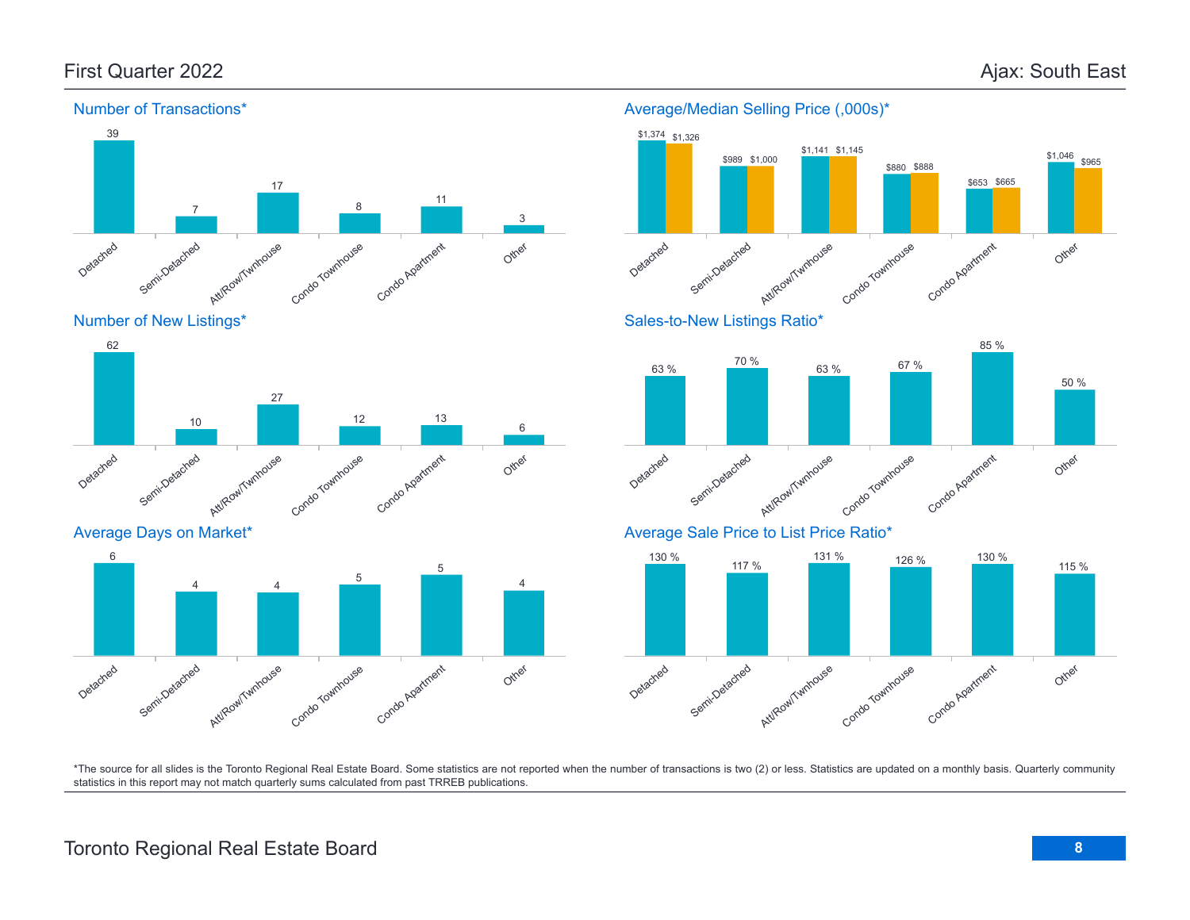# First Quarter 2022 — Ajax: South East

## Number of Transactions*

| Detached | Semi-Detached | Att/Row/Twnhouse | Condo Townhouse | Condo Apartment | Other |
|---|---|---|---|---|---|
| 39 | 7 | 17 | 8 | 11 | 3 |

## Average/Median Selling Price (,000s)*

| | Detached | Semi-Detached | Att/Row/Twnhouse | Condo Townhouse | Condo Apartment | Other |
|---|---|---|---|---|---|---|
| Average | $1,374 | $989 | $1,141 | $880 | $653 | $1,046 |
| Median | $1,326 | $1,000 | $1,145 | $888 | $665 | $965 |

## Number of New Listings*

| Detached | Semi-Detached | Att/Row/Twnhouse | Condo Townhouse | Condo Apartment | Other |
|---|---|---|---|---|---|
| 62 | 10 | 27 | 12 | 13 | 6 |

## Sales-to-New Listings Ratio*

| Detached | Semi-Detached | Att/Row/Twnhouse | Condo Townhouse | Condo Apartment | Other |
|---|---|---|---|---|---|
| 63 % | 70 % | 63 % | 67 % | 85 % | 50 % |

## Average Days on Market*

| Detached | Semi-Detached | Att/Row/Twnhouse | Condo Townhouse | Condo Apartment | Other |
|---|---|---|---|---|---|
| 6 | 4 | 4 | 5 | 5 | 4 |

## Average Sale Price to List Price Ratio*

| Detached | Semi-Detached | Att/Row/Twnhouse | Condo Townhouse | Condo Apartment | Other |
|---|---|---|---|---|---|
| 130 % | 117 % | 131 % | 126 % | 130 % | 115 % |

*The source for all slides is the Toronto Regional Real Estate Board. Some statistics are not reported when the number of transactions is two (2) or less. Statistics are updated on a monthly basis. Quarterly community statistics in this report may not match quarterly sums calculated from past TRREB publications.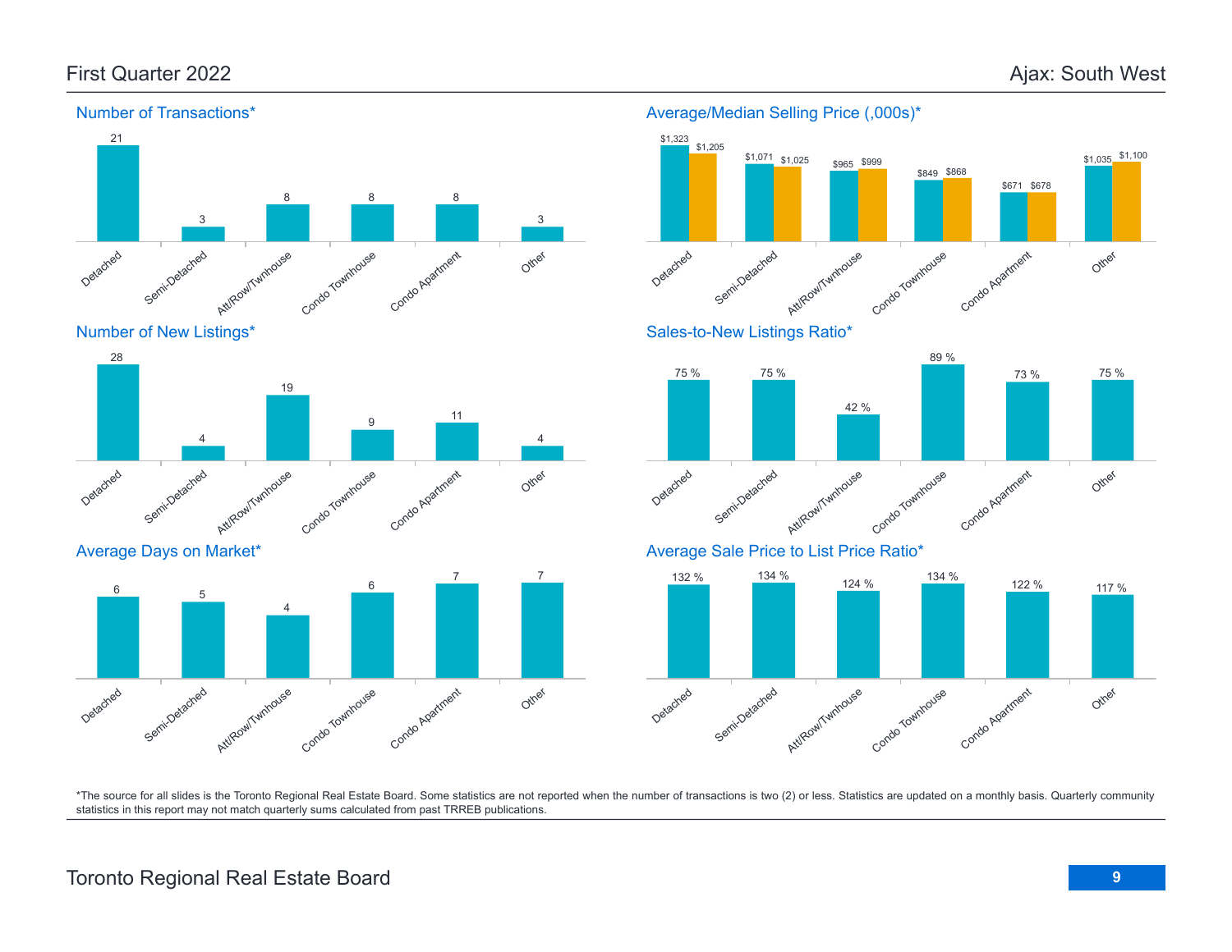# First Quarter 2022

# Ajax: South West

## Number of Transactions*

21
3
8
8
8
3

Detached
Semi-Detached
Att/Row/Twnhouse
Condo Townhouse
Condo Apartment
Other

## Average/Median Selling Price (,000s)*

$1,323
$1,205
$1,071
$1,025
$965
$999
$849
$868
$671
$678
$1,035
$1,100

Detached
Semi-Detached
Att/Row/Twnhouse
Condo Townhouse
Condo Apartment
Other

## Number of New Listings*

28
4
19
9
11
4

Detached
Semi-Detached
Att/Row/Twnhouse
Condo Townhouse
Condo Apartment
Other

## Sales-to-New Listings Ratio*

75 %
75 %
42 %
89 %
73 %
75 %

Detached
Semi-Detached
Att/Row/Twnhouse
Condo Townhouse
Condo Apartment
Other

## Average Days on Market*

6
5
4
6
7
7

Detached
Semi-Detached
Att/Row/Twnhouse
Condo Townhouse
Condo Apartment
Other

## Average Sale Price to List Price Ratio*

132 %
134 %
124 %
134 %
122 %
117 %

Detached
Semi-Detached
Att/Row/Twnhouse
Condo Townhouse
Condo Apartment
Other

*The source for all slides is the Toronto Regional Real Estate Board. Some statistics are not reported when the number of transactions is two (2) or less. Statistics are updated on a monthly basis. Quarterly community statistics in this report may not match quarterly sums calculated from past TRREB publications.

Toronto Regional Real Estate Board